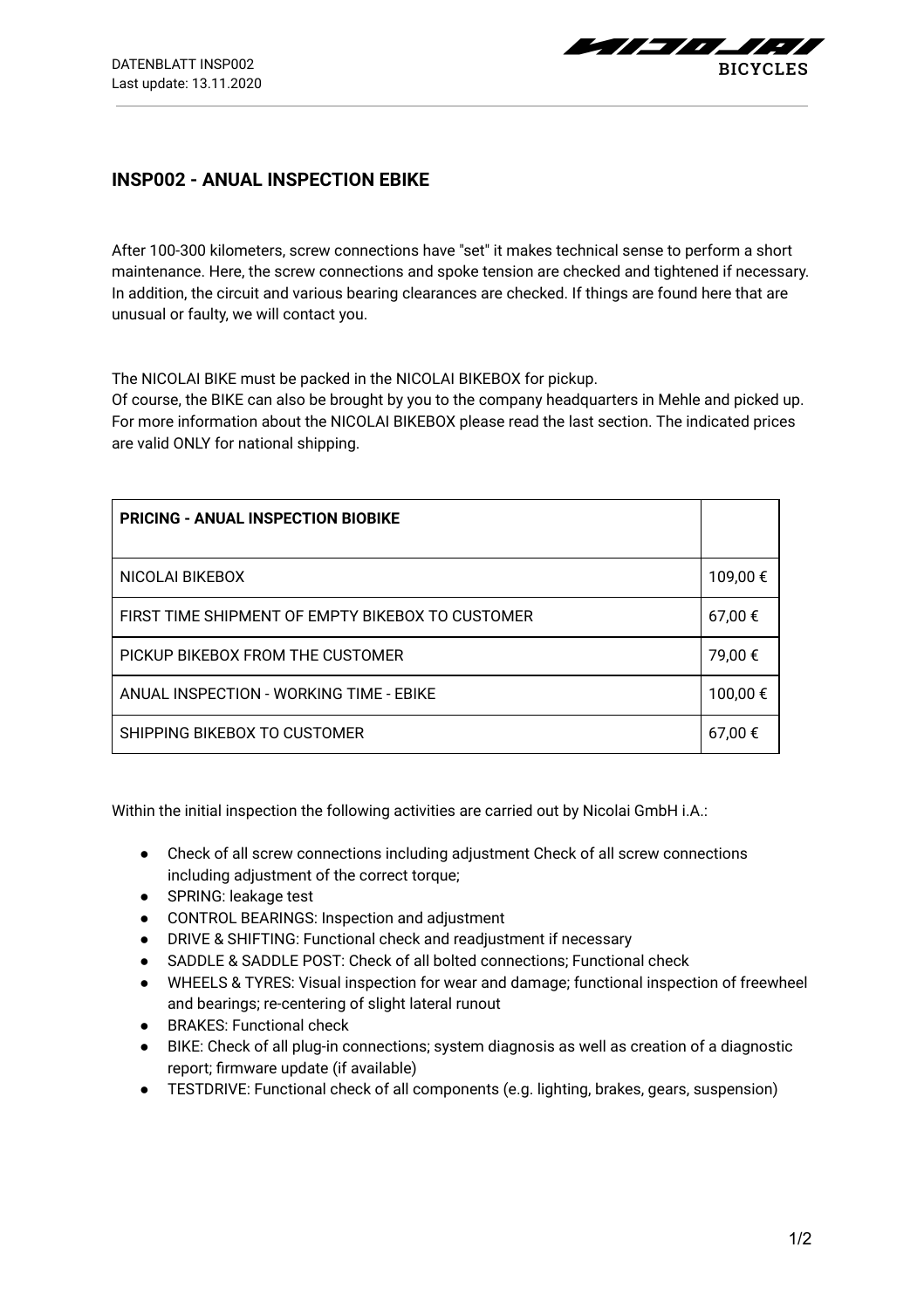DATENBLATT INSP002
Last update: 13.11.2020

## INSP002 - ANUAL INSPECTION EBIKE

After 100-300 kilometers, screw connections have "set" it makes technical sense to perform a short maintenance. Here, the screw connections and spoke tension are checked and tightened if necessary. In addition, the circuit and various bearing clearances are checked. If things are found here that are unusual or faulty, we will contact you.

The NICOLAI BIKE must be packed in the NICOLAI BIKEBOX for pickup.
Of course, the BIKE can also be brought by you to the company headquarters in Mehle and picked up. For more information about the NICOLAI BIKEBOX please read the last section. The indicated prices are valid ONLY for national shipping.

| **PRICING - ANUAL INSPECTION BIOBIKE** | |
|---|---|
| NICOLAI BIKEBOX | 109,00 € |
| FIRST TIME SHIPMENT OF EMPTY BIKEBOX TO CUSTOMER | 67,00 € |
| PICKUP BIKEBOX FROM THE CUSTOMER | 79,00 € |
| ANUAL INSPECTION - WORKING TIME - EBIKE | 100,00 € |
| SHIPPING BIKEBOX TO CUSTOMER | 67,00 € |

Within the initial inspection the following activities are carried out by Nicolai GmbH i.A.:

- Check of all screw connections including adjustment Check of all screw connections including adjustment of the correct torque;
- SPRING: leakage test
- CONTROL BEARINGS: Inspection and adjustment
- DRIVE & SHIFTING: Functional check and readjustment if necessary
- SADDLE & SADDLE POST: Check of all bolted connections; Functional check
- WHEELS & TYRES: Visual inspection for wear and damage; functional inspection of freewheel and bearings; re-centering of slight lateral runout
- BRAKES: Functional check
- BIKE: Check of all plug-in connections; system diagnosis as well as creation of a diagnostic report; firmware update (if available)
- TESTDRIVE: Functional check of all components (e.g. lighting, brakes, gears, suspension)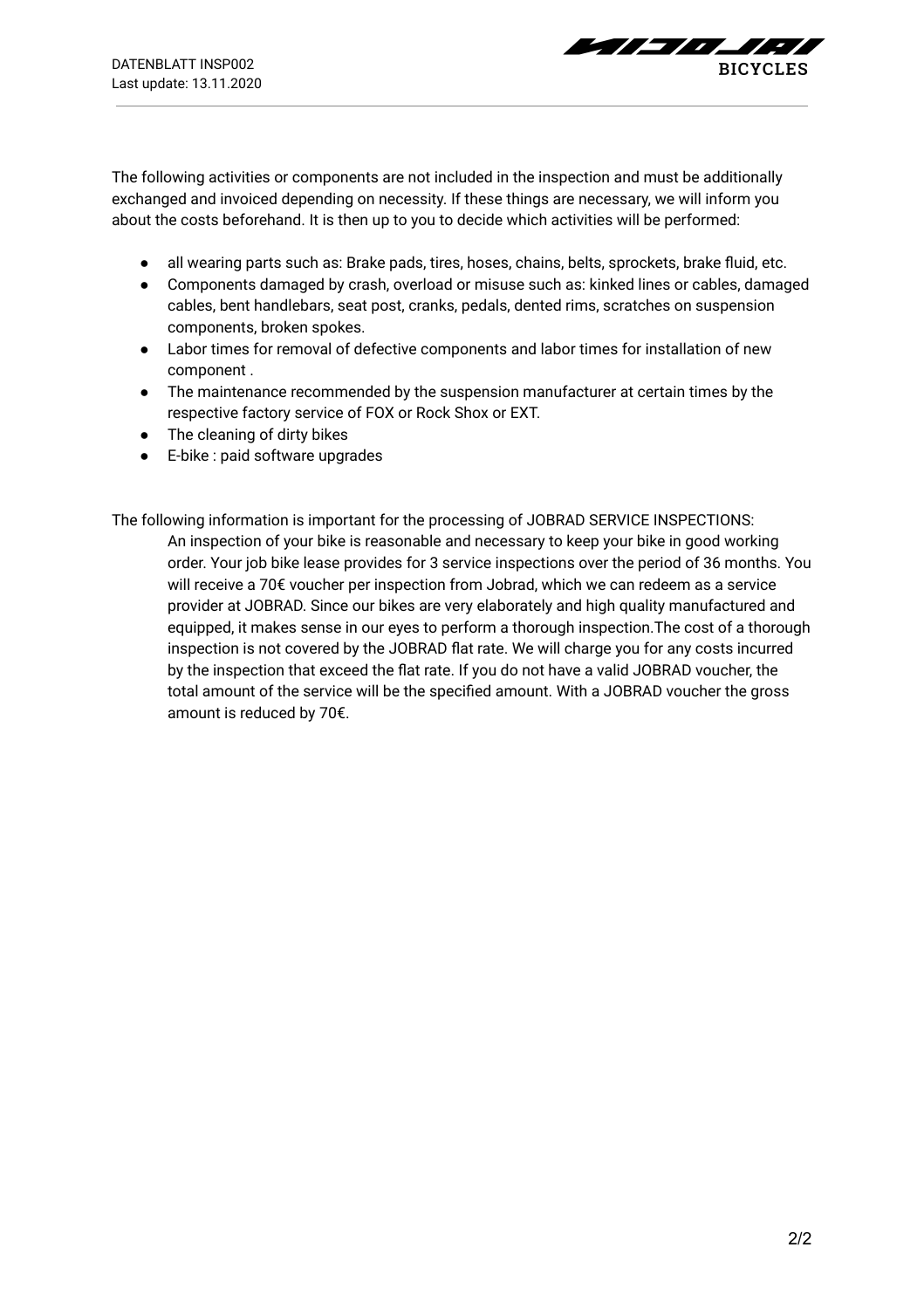The following activities or components are not included in the inspection and must be additionally exchanged and invoiced depending on necessity. If these things are necessary, we will inform you about the costs beforehand. It is then up to you to decide which activities will be performed:

- all wearing parts such as: Brake pads, tires, hoses, chains, belts, sprockets, brake fluid, etc.
- Components damaged by crash, overload or misuse such as: kinked lines or cables, damaged cables, bent handlebars, seat post, cranks, pedals, dented rims, scratches on suspension components, broken spokes.
- Labor times for removal of defective components and labor times for installation of new component .
- The maintenance recommended by the suspension manufacturer at certain times by the respective factory service of FOX or Rock Shox or EXT.
- The cleaning of dirty bikes
- E-bike : paid software upgrades

The following information is important for the processing of JOBRAD SERVICE INSPECTIONS:

An inspection of your bike is reasonable and necessary to keep your bike in good working order. Your job bike lease provides for 3 service inspections over the period of 36 months. You will receive a 70€ voucher per inspection from Jobrad, which we can redeem as a service provider at JOBRAD. Since our bikes are very elaborately and high quality manufactured and equipped, it makes sense in our eyes to perform a thorough inspection.The cost of a thorough inspection is not covered by the JOBRAD flat rate. We will charge you for any costs incurred by the inspection that exceed the flat rate. If you do not have a valid JOBRAD voucher, the total amount of the service will be the specified amount. With a JOBRAD voucher the gross amount is reduced by 70€.